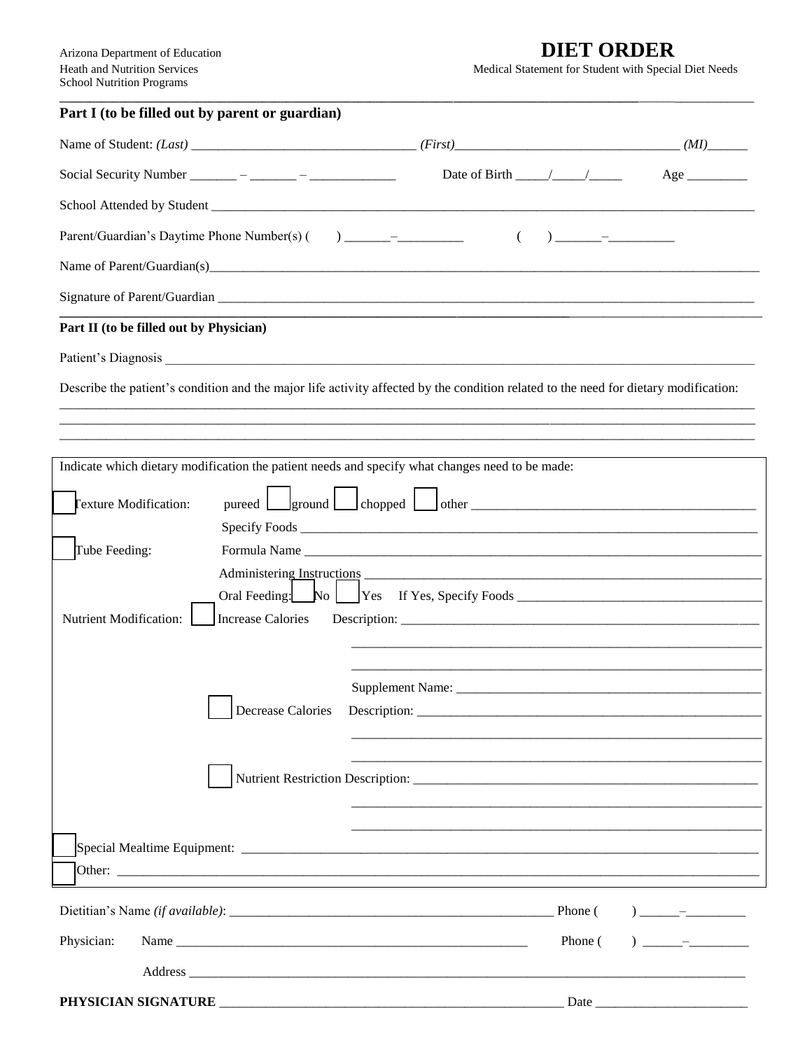Arizona Department of Education
Heath and Nutrition Services
School Nutrition Programs

# DIET ORDER

Medical Statement for Student with Special Diet Needs

## Part I (to be filled out by parent or guardian)

Name of Student: *(Last)* _________________________________ *(First)*_________________________________ *(MI)*______

Social Security Number _______ – _______ – _____________ Date of Birth _____/_____/_____ Age _________

School Attended by Student ___________________________________________________________________________________

Parent/Guardian's Daytime Phone Number(s) (     ) _______–__________ (     ) _______–__________

Name of Parent/Guardian(s)____________________________________________________________________________________

Signature of Parent/Guardian __________________________________________________________________________________

## Part II (to be filled out by Physician)

Patient's Diagnosis ___________________________________________________________________________________________

Describe the patient's condition and the major life activity affected by the condition related to the need for dietary modification:

______________________________________________________________________________________________________________

______________________________________________________________________________________________________________

______________________________________________________________________________________________________________

Indicate which dietary modification the patient needs and specify what changes need to be made:

☐ Texture Modification: pureed ☐ ground ☐ chopped ☐ other ___________________________________________

Specify Foods _______________________________________________________________________

☐ Tube Feeding: Formula Name _______________________________________________________________________

Administering Instructions _____________________________________________________________

Oral Feeding: ☐ No ☐ Yes If Yes, Specify Foods ____________________________________

Nutrient Modification: ☐ Increase Calories Description: _____________________________________________________

_______________________________________________________________

_______________________________________________________________

Supplement Name: ______________________________________________

☐ Decrease Calories Description: _____________________________________________________

_______________________________________________________________

_______________________________________________________________

☐ Nutrient Restriction Description: ___________________________________________________

_______________________________________________________________

_______________________________________________________________

☐ Special Mealtime Equipment: _________________________________________________________________________

☐ Other: _______________________________________________________________________________________________

Dietitian's Name *(if available)*: _____________________________________________ Phone (     ) ______–_________

Physician: Name _________________________________________________ Phone (     ) ______–_________

Address __________________________________________________________________________________

**PHYSICIAN SIGNATURE** _________________________________________________ Date _______________________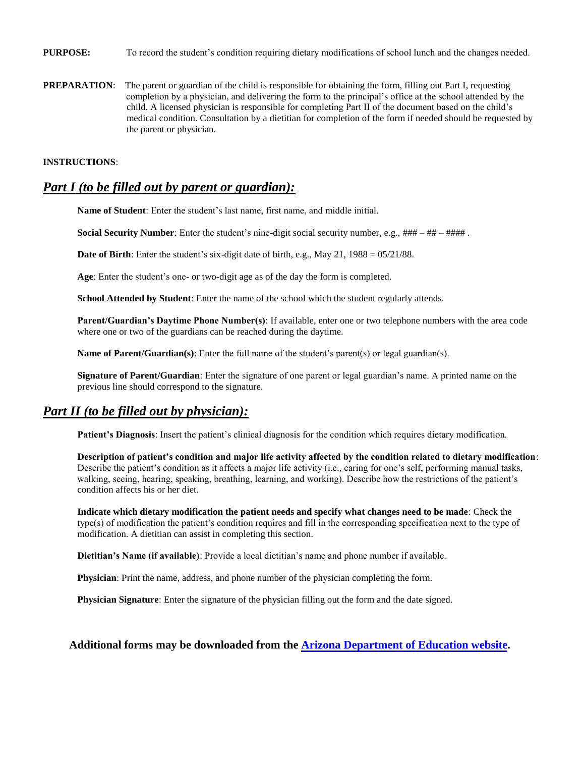**PURPOSE:** To record the student's condition requiring dietary modifications of school lunch and the changes needed.

**PREPARATION**: The parent or guardian of the child is responsible for obtaining the form, filling out Part I, requesting completion by a physician, and delivering the form to the principal's office at the school attended by the child. A licensed physician is responsible for completing Part II of the document based on the child's medical condition. Consultation by a dietitian for completion of the form if needed should be requested by the parent or physician.

**INSTRUCTIONS**:

## *Part I (to be filled out by parent or guardian):*

**Name of Student**: Enter the student's last name, first name, and middle initial.

**Social Security Number**: Enter the student's nine-digit social security number, e.g., ### – ## – #### .

**Date of Birth**: Enter the student's six-digit date of birth, e.g., May 21, 1988 = 05/21/88.

**Age**: Enter the student's one- or two-digit age as of the day the form is completed.

**School Attended by Student**: Enter the name of the school which the student regularly attends.

**Parent/Guardian's Daytime Phone Number(s)**: If available, enter one or two telephone numbers with the area code where one or two of the guardians can be reached during the daytime.

**Name of Parent/Guardian(s)**: Enter the full name of the student's parent(s) or legal guardian(s).

**Signature of Parent/Guardian**: Enter the signature of one parent or legal guardian's name. A printed name on the previous line should correspond to the signature.

## *Part II (to be filled out by physician):*

**Patient's Diagnosis**: Insert the patient's clinical diagnosis for the condition which requires dietary modification.

**Description of patient's condition and major life activity affected by the condition related to dietary modification**: Describe the patient's condition as it affects a major life activity (i.e., caring for one's self, performing manual tasks, walking, seeing, hearing, speaking, breathing, learning, and working). Describe how the restrictions of the patient's condition affects his or her diet.

**Indicate which dietary modification the patient needs and specify what changes need to be made**: Check the type(s) of modification the patient's condition requires and fill in the corresponding specification next to the type of modification. A dietitian can assist in completing this section.

**Dietitian's Name (if available)**: Provide a local dietitian's name and phone number if available.

**Physician**: Print the name, address, and phone number of the physician completing the form.

**Physician Signature**: Enter the signature of the physician filling out the form and the date signed.

**Additional forms may be downloaded from the Arizona Department of Education website.**